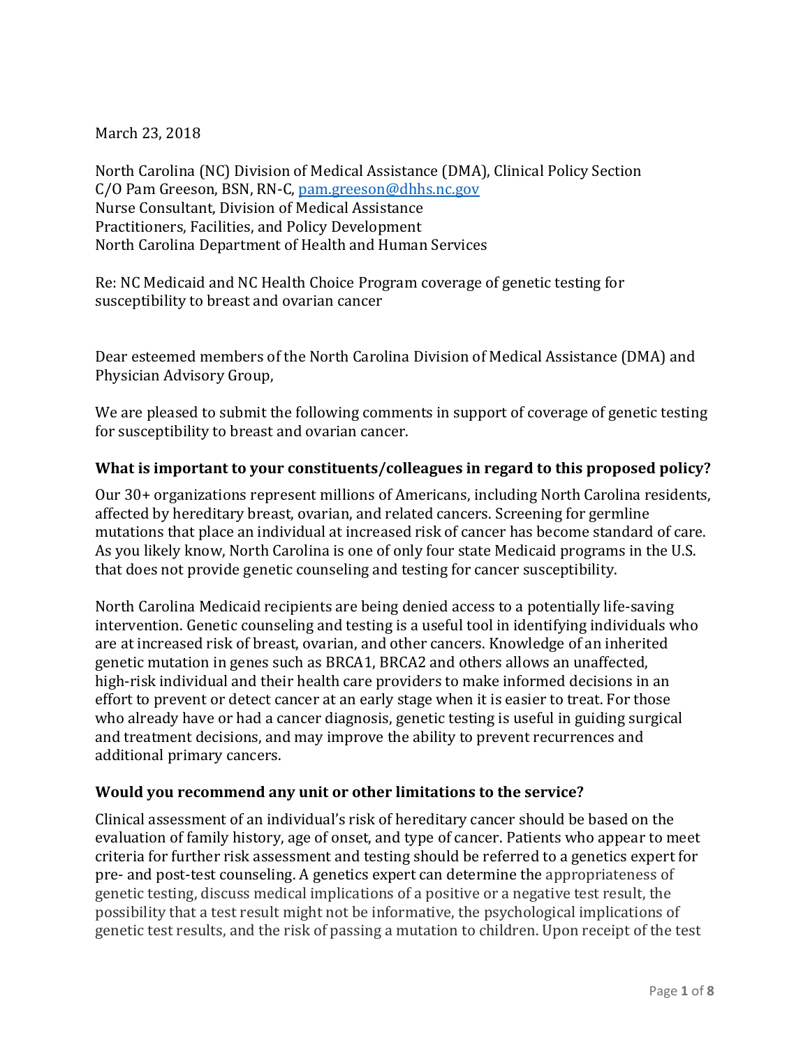March 23, 2018

North Carolina (NC) Division of Medical Assistance (DMA), Clinical Policy Section
C/O Pam Greeson, BSN, RN-C, pam.greeson@dhhs.nc.gov
Nurse Consultant, Division of Medical Assistance
Practitioners, Facilities, and Policy Development
North Carolina Department of Health and Human Services

Re: NC Medicaid and NC Health Choice Program coverage of genetic testing for susceptibility to breast and ovarian cancer

Dear esteemed members of the North Carolina Division of Medical Assistance (DMA) and Physician Advisory Group,

We are pleased to submit the following comments in support of coverage of genetic testing for susceptibility to breast and ovarian cancer.

### What is important to your constituents/colleagues in regard to this proposed policy?

Our 30+ organizations represent millions of Americans, including North Carolina residents, affected by hereditary breast, ovarian, and related cancers. Screening for germline mutations that place an individual at increased risk of cancer has become standard of care. As you likely know, North Carolina is one of only four state Medicaid programs in the U.S. that does not provide genetic counseling and testing for cancer susceptibility.

North Carolina Medicaid recipients are being denied access to a potentially life-saving intervention. Genetic counseling and testing is a useful tool in identifying individuals who are at increased risk of breast, ovarian, and other cancers. Knowledge of an inherited genetic mutation in genes such as BRCA1, BRCA2 and others allows an unaffected, high-risk individual and their health care providers to make informed decisions in an effort to prevent or detect cancer at an early stage when it is easier to treat. For those who already have or had a cancer diagnosis, genetic testing is useful in guiding surgical and treatment decisions, and may improve the ability to prevent recurrences and additional primary cancers.

### Would you recommend any unit or other limitations to the service?

Clinical assessment of an individual's risk of hereditary cancer should be based on the evaluation of family history, age of onset, and type of cancer. Patients who appear to meet criteria for further risk assessment and testing should be referred to a genetics expert for pre- and post-test counseling. A genetics expert can determine the appropriateness of genetic testing, discuss medical implications of a positive or a negative test result, the possibility that a test result might not be informative, the psychological implications of genetic test results, and the risk of passing a mutation to children. Upon receipt of the test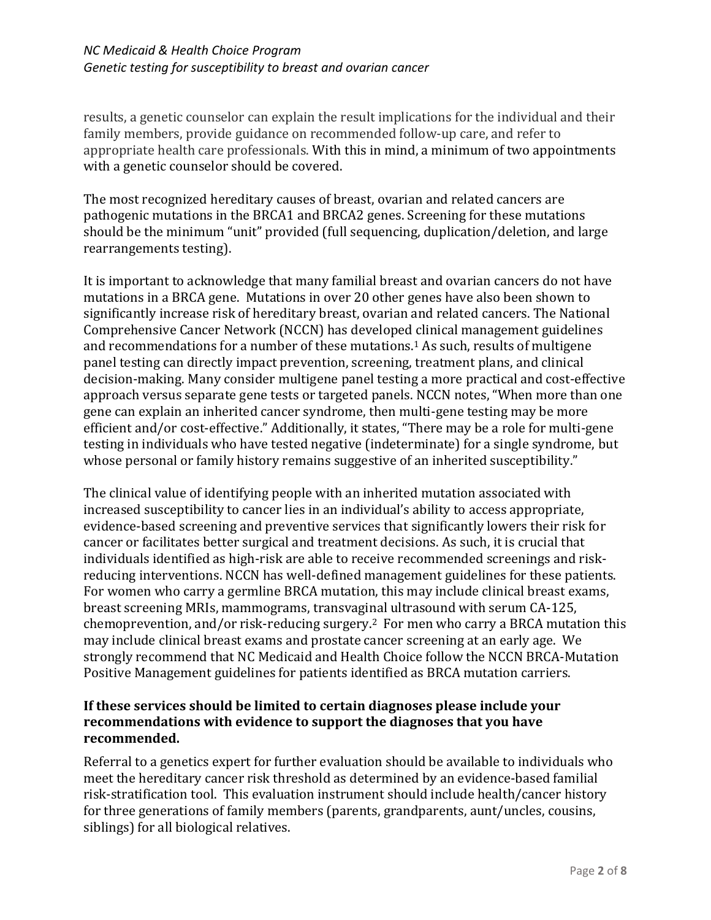results, a genetic counselor can explain the result implications for the individual and their family members, provide guidance on recommended follow-up care, and refer to appropriate health care professionals. With this in mind, a minimum of two appointments with a genetic counselor should be covered.

The most recognized hereditary causes of breast, ovarian and related cancers are pathogenic mutations in the BRCA1 and BRCA2 genes. Screening for these mutations should be the minimum "unit" provided (full sequencing, duplication/deletion, and large rearrangements testing).

It is important to acknowledge that many familial breast and ovarian cancers do not have mutations in a BRCA gene. Mutations in over 20 other genes have also been shown to significantly increase risk of hereditary breast, ovarian and related cancers. The National Comprehensive Cancer Network (NCCN) has developed clinical management guidelines and recommendations for a number of these mutations.[1] As such, results of multigene panel testing can directly impact prevention, screening, treatment plans, and clinical decision-making. Many consider multigene panel testing a more practical and cost-effective approach versus separate gene tests or targeted panels. NCCN notes, "When more than one gene can explain an inherited cancer syndrome, then multi-gene testing may be more efficient and/or cost-effective." Additionally, it states, "There may be a role for multi-gene testing in individuals who have tested negative (indeterminate) for a single syndrome, but whose personal or family history remains suggestive of an inherited susceptibility."

The clinical value of identifying people with an inherited mutation associated with increased susceptibility to cancer lies in an individual's ability to access appropriate, evidence-based screening and preventive services that significantly lowers their risk for cancer or facilitates better surgical and treatment decisions. As such, it is crucial that individuals identified as high-risk are able to receive recommended screenings and risk-reducing interventions. NCCN has well-defined management guidelines for these patients. For women who carry a germline BRCA mutation, this may include clinical breast exams, breast screening MRIs, mammograms, transvaginal ultrasound with serum CA-125, chemoprevention, and/or risk-reducing surgery.[2] For men who carry a BRCA mutation this may include clinical breast exams and prostate cancer screening at an early age. We strongly recommend that NC Medicaid and Health Choice follow the NCCN BRCA-Mutation Positive Management guidelines for patients identified as BRCA mutation carriers.

**If these services should be limited to certain diagnoses please include your recommendations with evidence to support the diagnoses that you have recommended.**

Referral to a genetics expert for further evaluation should be available to individuals who meet the hereditary cancer risk threshold as determined by an evidence-based familial risk-stratification tool. This evaluation instrument should include health/cancer history for three generations of family members (parents, grandparents, aunt/uncles, cousins, siblings) for all biological relatives.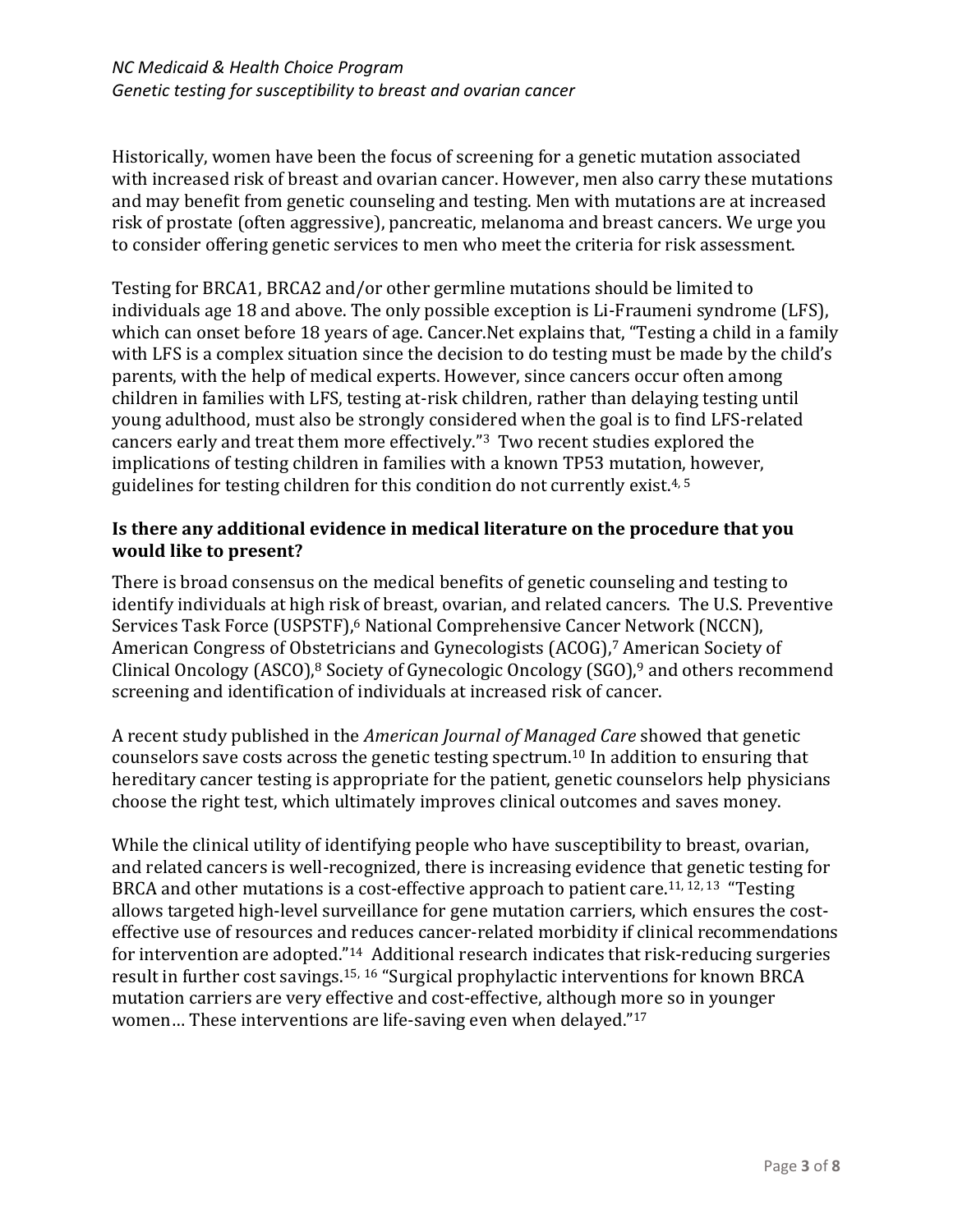Historically, women have been the focus of screening for a genetic mutation associated with increased risk of breast and ovarian cancer. However, men also carry these mutations and may benefit from genetic counseling and testing. Men with mutations are at increased risk of prostate (often aggressive), pancreatic, melanoma and breast cancers. We urge you to consider offering genetic services to men who meet the criteria for risk assessment.

Testing for BRCA1, BRCA2 and/or other germline mutations should be limited to individuals age 18 and above. The only possible exception is Li-Fraumeni syndrome (LFS), which can onset before 18 years of age. Cancer.Net explains that, "Testing a child in a family with LFS is a complex situation since the decision to do testing must be made by the child's parents, with the help of medical experts. However, since cancers occur often among children in families with LFS, testing at-risk children, rather than delaying testing until young adulthood, must also be strongly considered when the goal is to find LFS-related cancers early and treat them more effectively."[3] Two recent studies explored the implications of testing children in families with a known TP53 mutation, however, guidelines for testing children for this condition do not currently exist.[4, 5]

**Is there any additional evidence in medical literature on the procedure that you would like to present?**

There is broad consensus on the medical benefits of genetic counseling and testing to identify individuals at high risk of breast, ovarian, and related cancers. The U.S. Preventive Services Task Force (USPSTF),[6] National Comprehensive Cancer Network (NCCN), American Congress of Obstetricians and Gynecologists (ACOG),[7] American Society of Clinical Oncology (ASCO),[8] Society of Gynecologic Oncology (SGO),[9] and others recommend screening and identification of individuals at increased risk of cancer.

A recent study published in the *American Journal of Managed Care* showed that genetic counselors save costs across the genetic testing spectrum.[10] In addition to ensuring that hereditary cancer testing is appropriate for the patient, genetic counselors help physicians choose the right test, which ultimately improves clinical outcomes and saves money.

While the clinical utility of identifying people who have susceptibility to breast, ovarian, and related cancers is well-recognized, there is increasing evidence that genetic testing for BRCA and other mutations is a cost-effective approach to patient care.[11, 12, 13] "Testing allows targeted high-level surveillance for gene mutation carriers, which ensures the cost-effective use of resources and reduces cancer-related morbidity if clinical recommendations for intervention are adopted."[14] Additional research indicates that risk-reducing surgeries result in further cost savings.[15, 16] "Surgical prophylactic interventions for known BRCA mutation carriers are very effective and cost-effective, although more so in younger women… These interventions are life-saving even when delayed."[17]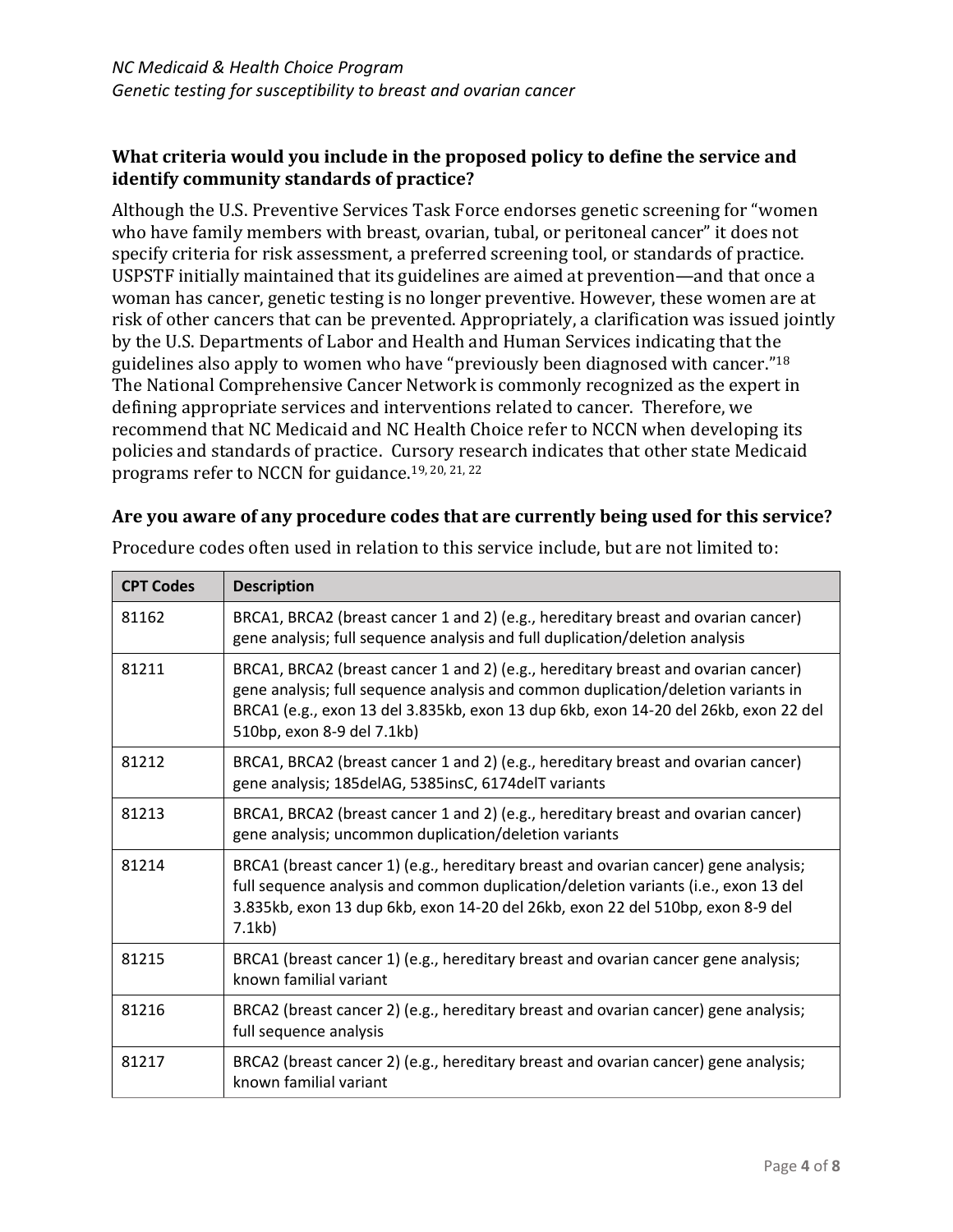### What criteria would you include in the proposed policy to define the service and identify community standards of practice?

Although the U.S. Preventive Services Task Force endorses genetic screening for "women who have family members with breast, ovarian, tubal, or peritoneal cancer" it does not specify criteria for risk assessment, a preferred screening tool, or standards of practice. USPSTF initially maintained that its guidelines are aimed at prevention—and that once a woman has cancer, genetic testing is no longer preventive. However, these women are at risk of other cancers that can be prevented. Appropriately, a clarification was issued jointly by the U.S. Departments of Labor and Health and Human Services indicating that the guidelines also apply to women who have "previously been diagnosed with cancer."[18] The National Comprehensive Cancer Network is commonly recognized as the expert in defining appropriate services and interventions related to cancer. Therefore, we recommend that NC Medicaid and NC Health Choice refer to NCCN when developing its policies and standards of practice. Cursory research indicates that other state Medicaid programs refer to NCCN for guidance.[19, 20, 21, 22]

### Are you aware of any procedure codes that are currently being used for this service?

Procedure codes often used in relation to this service include, but are not limited to:

| CPT Codes | Description |
|---|---|
| 81162 | BRCA1, BRCA2 (breast cancer 1 and 2) (e.g., hereditary breast and ovarian cancer) gene analysis; full sequence analysis and full duplication/deletion analysis |
| 81211 | BRCA1, BRCA2 (breast cancer 1 and 2) (e.g., hereditary breast and ovarian cancer) gene analysis; full sequence analysis and common duplication/deletion variants in BRCA1 (e.g., exon 13 del 3.835kb, exon 13 dup 6kb, exon 14-20 del 26kb, exon 22 del 510bp, exon 8-9 del 7.1kb) |
| 81212 | BRCA1, BRCA2 (breast cancer 1 and 2) (e.g., hereditary breast and ovarian cancer) gene analysis; 185delAG, 5385insC, 6174delT variants |
| 81213 | BRCA1, BRCA2 (breast cancer 1 and 2) (e.g., hereditary breast and ovarian cancer) gene analysis; uncommon duplication/deletion variants |
| 81214 | BRCA1 (breast cancer 1) (e.g., hereditary breast and ovarian cancer) gene analysis; full sequence analysis and common duplication/deletion variants (i.e., exon 13 del 3.835kb, exon 13 dup 6kb, exon 14-20 del 26kb, exon 22 del 510bp, exon 8-9 del 7.1kb) |
| 81215 | BRCA1 (breast cancer 1) (e.g., hereditary breast and ovarian cancer gene analysis; known familial variant |
| 81216 | BRCA2 (breast cancer 2) (e.g., hereditary breast and ovarian cancer) gene analysis; full sequence analysis |
| 81217 | BRCA2 (breast cancer 2) (e.g., hereditary breast and ovarian cancer) gene analysis; known familial variant |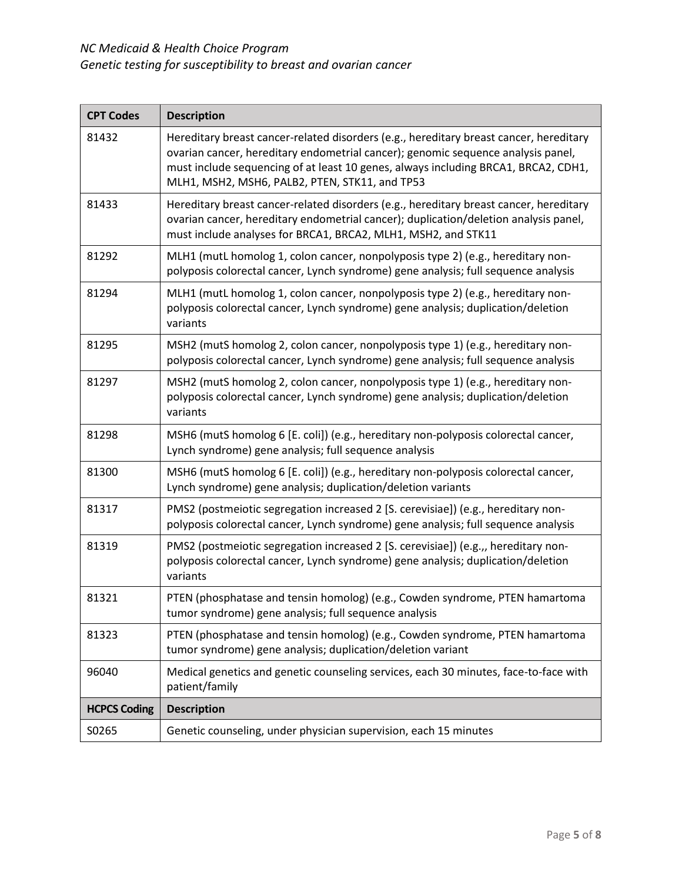| CPT Codes | Description |
| --- | --- |
| 81432 | Hereditary breast cancer-related disorders (e.g., hereditary breast cancer, hereditary ovarian cancer, hereditary endometrial cancer); genomic sequence analysis panel, must include sequencing of at least 10 genes, always including BRCA1, BRCA2, CDH1, MLH1, MSH2, MSH6, PALB2, PTEN, STK11, and TP53 |
| 81433 | Hereditary breast cancer-related disorders (e.g., hereditary breast cancer, hereditary ovarian cancer, hereditary endometrial cancer); duplication/deletion analysis panel, must include analyses for BRCA1, BRCA2, MLH1, MSH2, and STK11 |
| 81292 | MLH1 (mutL homolog 1, colon cancer, nonpolyposis type 2) (e.g., hereditary non-polyposis colorectal cancer, Lynch syndrome) gene analysis; full sequence analysis |
| 81294 | MLH1 (mutL homolog 1, colon cancer, nonpolyposis type 2) (e.g., hereditary non-polyposis colorectal cancer, Lynch syndrome) gene analysis; duplication/deletion variants |
| 81295 | MSH2 (mutS homolog 2, colon cancer, nonpolyposis type 1) (e.g., hereditary non-polyposis colorectal cancer, Lynch syndrome) gene analysis; full sequence analysis |
| 81297 | MSH2 (mutS homolog 2, colon cancer, nonpolyposis type 1) (e.g., hereditary non-polyposis colorectal cancer, Lynch syndrome) gene analysis; duplication/deletion variants |
| 81298 | MSH6 (mutS homolog 6 [E. coli]) (e.g., hereditary non-polyposis colorectal cancer, Lynch syndrome) gene analysis; full sequence analysis |
| 81300 | MSH6 (mutS homolog 6 [E. coli]) (e.g., hereditary non-polyposis colorectal cancer, Lynch syndrome) gene analysis; duplication/deletion variants |
| 81317 | PMS2 (postmeiotic segregation increased 2 [S. cerevisiae]) (e.g., hereditary non-polyposis colorectal cancer, Lynch syndrome) gene analysis; full sequence analysis |
| 81319 | PMS2 (postmeiotic segregation increased 2 [S. cerevisiae]) (e.g.,, hereditary non-polyposis colorectal cancer, Lynch syndrome) gene analysis; duplication/deletion variants |
| 81321 | PTEN (phosphatase and tensin homolog) (e.g., Cowden syndrome, PTEN hamartoma tumor syndrome) gene analysis; full sequence analysis |
| 81323 | PTEN (phosphatase and tensin homolog) (e.g., Cowden syndrome, PTEN hamartoma tumor syndrome) gene analysis; duplication/deletion variant |
| 96040 | Medical genetics and genetic counseling services, each 30 minutes, face-to-face with patient/family |
| **HCPCS Coding** | **Description** |
| S0265 | Genetic counseling, under physician supervision, each 15 minutes |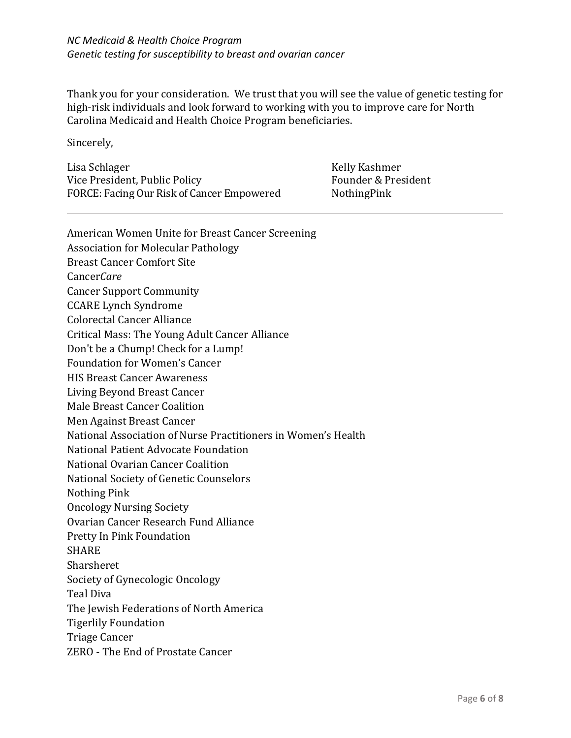Thank you for your consideration. We trust that you will see the value of genetic testing for high-risk individuals and look forward to working with you to improve care for North Carolina Medicaid and Health Choice Program beneficiaries.

Sincerely,

Lisa Schlager
Vice President, Public Policy
FORCE: Facing Our Risk of Cancer Empowered

Kelly Kashmer
Founder & President
NothingPink

---

American Women Unite for Breast Cancer Screening
Association for Molecular Pathology
Breast Cancer Comfort Site
Cancer*Care*
Cancer Support Community
CCARE Lynch Syndrome
Colorectal Cancer Alliance
Critical Mass: The Young Adult Cancer Alliance
Don't be a Chump! Check for a Lump!
Foundation for Women's Cancer
HIS Breast Cancer Awareness
Living Beyond Breast Cancer
Male Breast Cancer Coalition
Men Against Breast Cancer
National Association of Nurse Practitioners in Women's Health
National Patient Advocate Foundation
National Ovarian Cancer Coalition
National Society of Genetic Counselors
Nothing Pink
Oncology Nursing Society
Ovarian Cancer Research Fund Alliance
Pretty In Pink Foundation
SHARE
Sharsheret
Society of Gynecologic Oncology
Teal Diva
The Jewish Federations of North America
Tigerlily Foundation
Triage Cancer
ZERO - The End of Prostate Cancer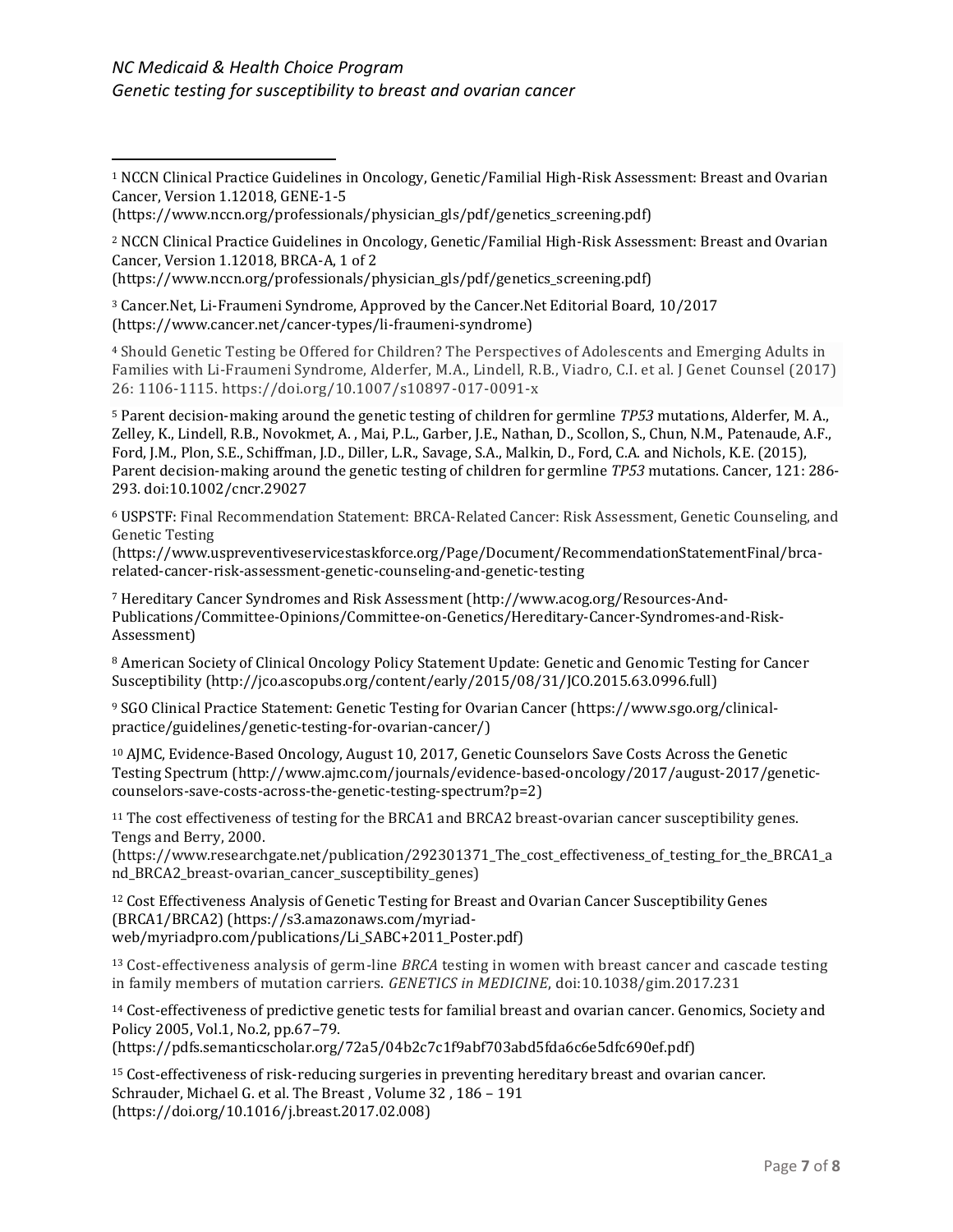[1] NCCN Clinical Practice Guidelines in Oncology, Genetic/Familial High-Risk Assessment: Breast and Ovarian Cancer, Version 1.12018, GENE-1-5 (https://www.nccn.org/professionals/physician_gls/pdf/genetics_screening.pdf)

[2] NCCN Clinical Practice Guidelines in Oncology, Genetic/Familial High-Risk Assessment: Breast and Ovarian Cancer, Version 1.12018, BRCA-A, 1 of 2 (https://www.nccn.org/professionals/physician_gls/pdf/genetics_screening.pdf)

[3] Cancer.Net, Li-Fraumeni Syndrome, Approved by the Cancer.Net Editorial Board, 10/2017 (https://www.cancer.net/cancer-types/li-fraumeni-syndrome)

[4] Should Genetic Testing be Offered for Children? The Perspectives of Adolescents and Emerging Adults in Families with Li-Fraumeni Syndrome, Alderfer, M.A., Lindell, R.B., Viadro, C.I. et al. J Genet Counsel (2017) 26: 1106-1115. https://doi.org/10.1007/s10897-017-0091-x

[5] Parent decision-making around the genetic testing of children for germline *TP53* mutations, Alderfer, M. A., Zelley, K., Lindell, R.B., Novokmet, A. , Mai, P.L., Garber, J.E., Nathan, D., Scollon, S., Chun, N.M., Patenaude, A.F., Ford, J.M., Plon, S.E., Schiffman, J.D., Diller, L.R., Savage, S.A., Malkin, D., Ford, C.A. and Nichols, K.E. (2015), Parent decision-making around the genetic testing of children for germline *TP53* mutations. Cancer, 121: 286-293. doi:10.1002/cncr.29027

[6] USPSTF: Final Recommendation Statement: BRCA-Related Cancer: Risk Assessment, Genetic Counseling, and Genetic Testing (https://www.uspreventiveservicestaskforce.org/Page/Document/RecommendationStatementFinal/brca-related-cancer-risk-assessment-genetic-counseling-and-genetic-testing

[7] Hereditary Cancer Syndromes and Risk Assessment (http://www.acog.org/Resources-And-Publications/Committee-Opinions/Committee-on-Genetics/Hereditary-Cancer-Syndromes-and-Risk-Assessment)

[8] American Society of Clinical Oncology Policy Statement Update: Genetic and Genomic Testing for Cancer Susceptibility (http://jco.ascopubs.org/content/early/2015/08/31/JCO.2015.63.0996.full)

[9] SGO Clinical Practice Statement: Genetic Testing for Ovarian Cancer (https://www.sgo.org/clinical-practice/guidelines/genetic-testing-for-ovarian-cancer/)

[10] AJMC, Evidence-Based Oncology, August 10, 2017, Genetic Counselors Save Costs Across the Genetic Testing Spectrum (http://www.ajmc.com/journals/evidence-based-oncology/2017/august-2017/genetic-counselors-save-costs-across-the-genetic-testing-spectrum?p=2)

[11] The cost effectiveness of testing for the BRCA1 and BRCA2 breast-ovarian cancer susceptibility genes. Tengs and Berry, 2000. (https://www.researchgate.net/publication/292301371_The_cost_effectiveness_of_testing_for_the_BRCA1_and_BRCA2_breast-ovarian_cancer_susceptibility_genes)

[12] Cost Effectiveness Analysis of Genetic Testing for Breast and Ovarian Cancer Susceptibility Genes (BRCA1/BRCA2) (https://s3.amazonaws.com/myriad-web/myriadpro.com/publications/Li_SABC+2011_Poster.pdf)

[13] Cost-effectiveness analysis of germ-line *BRCA* testing in women with breast cancer and cascade testing in family members of mutation carriers. *GENETICS in MEDICINE*, doi:10.1038/gim.2017.231

[14] Cost-effectiveness of predictive genetic tests for familial breast and ovarian cancer. Genomics, Society and Policy 2005, Vol.1, No.2, pp.67–79. (https://pdfs.semanticscholar.org/72a5/04b2c7c1f9abf703abd5fda6c6e5dfc690ef.pdf)

[15] Cost-effectiveness of risk-reducing surgeries in preventing hereditary breast and ovarian cancer. Schrauder, Michael G. et al. The Breast , Volume 32 , 186 – 191 (https://doi.org/10.1016/j.breast.2017.02.008)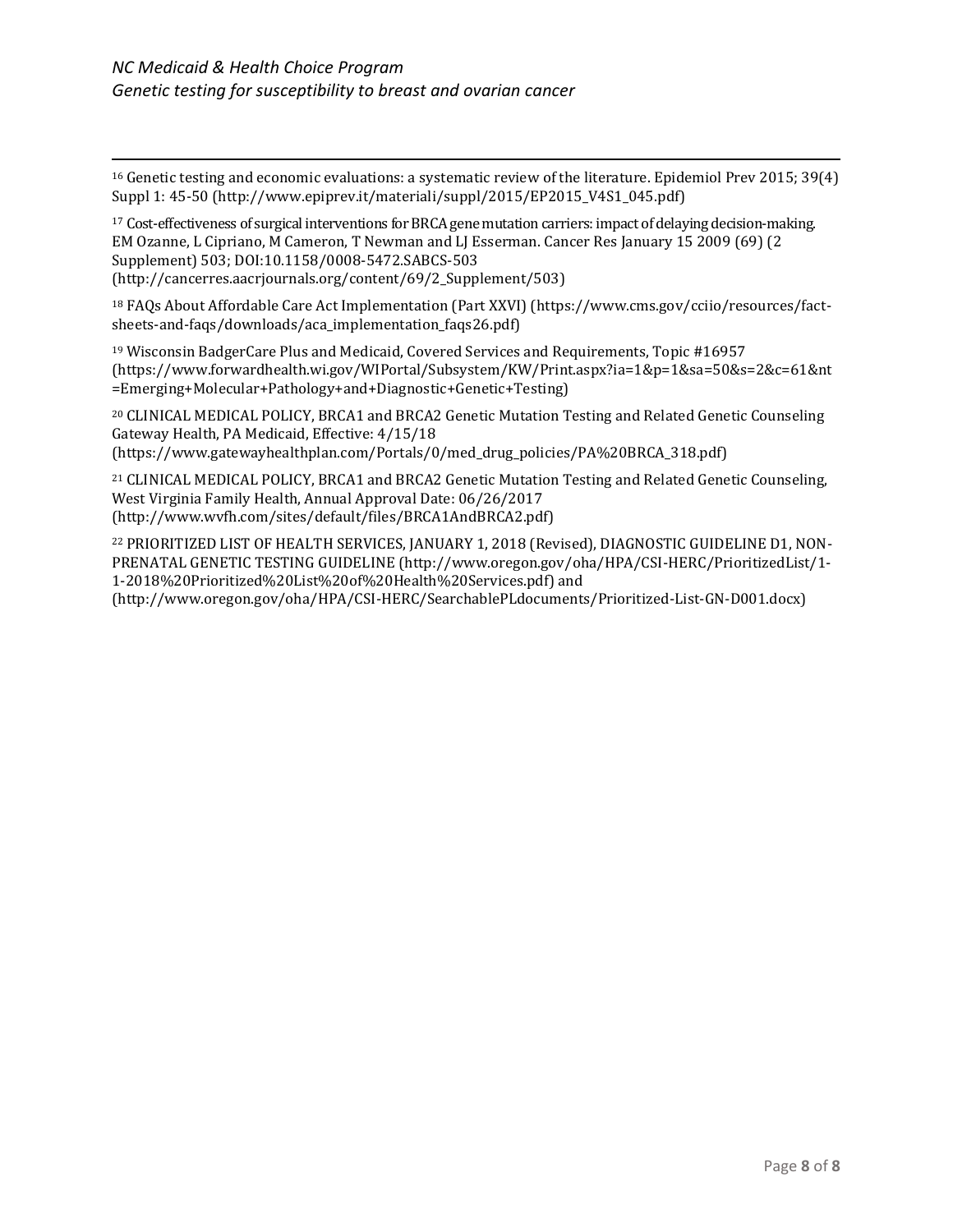[16] Genetic testing and economic evaluations: a systematic review of the literature. Epidemiol Prev 2015; 39(4) Suppl 1: 45-50 (http://www.epiprev.it/materiali/suppl/2015/EP2015_V4S1_045.pdf)

[17] Cost-effectiveness of surgical interventions for BRCA gene mutation carriers: impact of delaying decision-making. EM Ozanne, L Cipriano, M Cameron, T Newman and LJ Esserman. Cancer Res January 15 2009 (69) (2 Supplement) 503; DOI:10.1158/0008-5472.SABCS-503 (http://cancerres.aacrjournals.org/content/69/2_Supplement/503)

[18] FAQs About Affordable Care Act Implementation (Part XXVI) (https://www.cms.gov/cciio/resources/fact-sheets-and-faqs/downloads/aca_implementation_faqs26.pdf)

[19] Wisconsin BadgerCare Plus and Medicaid, Covered Services and Requirements, Topic #16957 (https://www.forwardhealth.wi.gov/WIPortal/Subsystem/KW/Print.aspx?ia=1&p=1&sa=50&s=2&c=61&nt=Emerging+Molecular+Pathology+and+Diagnostic+Genetic+Testing)

[20] CLINICAL MEDICAL POLICY, BRCA1 and BRCA2 Genetic Mutation Testing and Related Genetic Counseling Gateway Health, PA Medicaid, Effective: 4/15/18 (https://www.gatewayhealthplan.com/Portals/0/med_drug_policies/PA%20BRCA_318.pdf)

[21] CLINICAL MEDICAL POLICY, BRCA1 and BRCA2 Genetic Mutation Testing and Related Genetic Counseling, West Virginia Family Health, Annual Approval Date: 06/26/2017 (http://www.wvfh.com/sites/default/files/BRCA1AndBRCA2.pdf)

[22] PRIORITIZED LIST OF HEALTH SERVICES, JANUARY 1, 2018 (Revised), DIAGNOSTIC GUIDELINE D1, NON-PRENATAL GENETIC TESTING GUIDELINE (http://www.oregon.gov/oha/HPA/CSI-HERC/PrioritizedList/1-1-2018%20Prioritized%20List%20of%20Health%20Services.pdf) and (http://www.oregon.gov/oha/HPA/CSI-HERC/SearchablePLdocuments/Prioritized-List-GN-D001.docx)